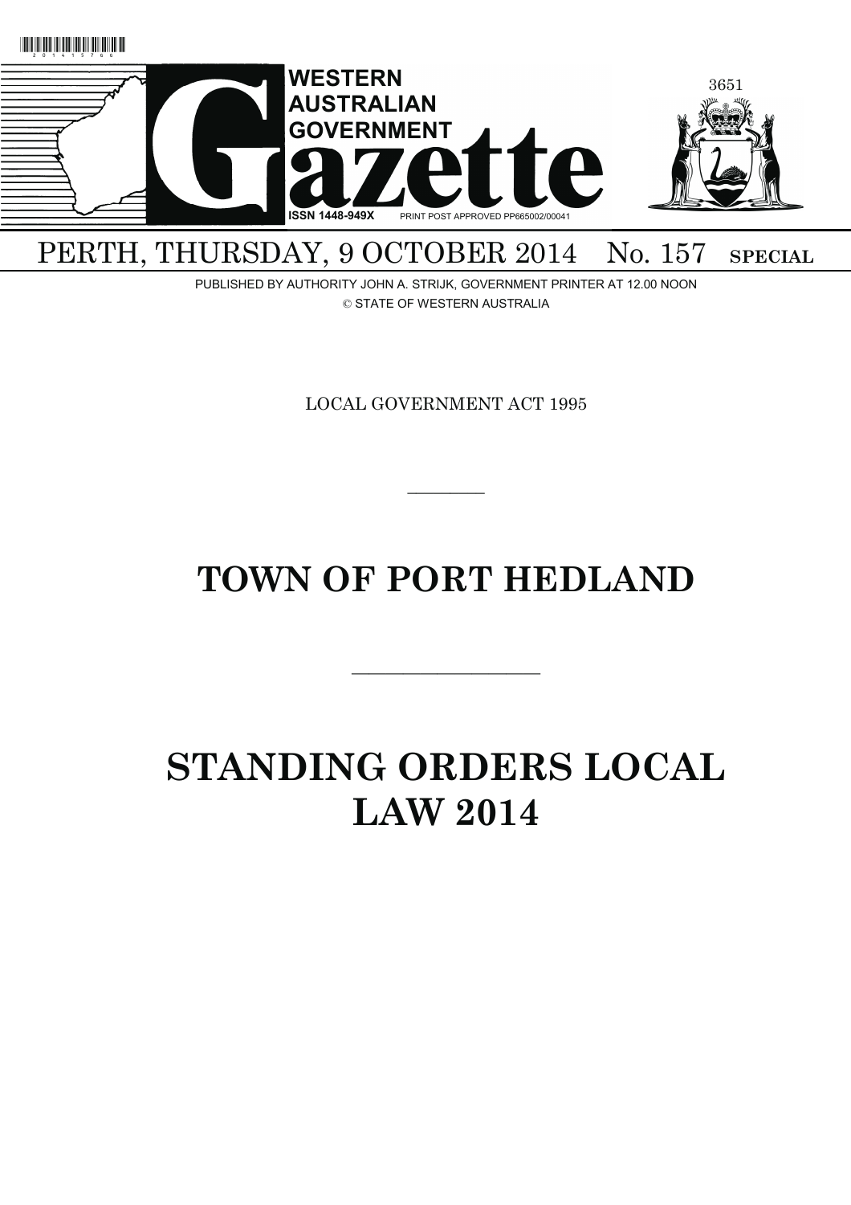# WESTERN AUSTRALIAN GOVERNMENT Gazette

ISSN 1448-949X PRINT POST APPROVED PP665002/00041

PERTH, THURSDAY, 9 OCTOBER 2014 No. 157 **SPECIAL**

PUBLISHED BY AUTHORITY JOHN A. STRIJK, GOVERNMENT PRINTER AT 12.00 NOON

© STATE OF WESTERN AUSTRALIA

LOCAL GOVERNMENT ACT 1995

---

# TOWN OF PORT HEDLAND

---

# STANDING ORDERS LOCAL LAW 2014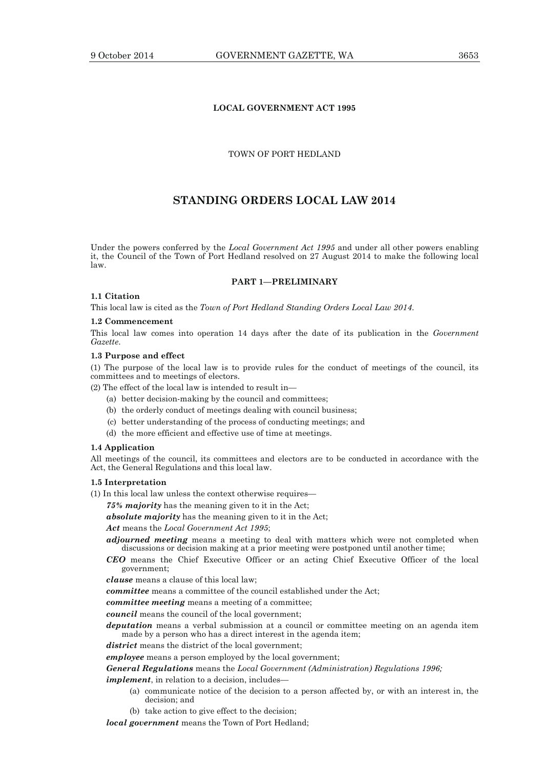**LOCAL GOVERNMENT ACT 1995**

TOWN OF PORT HEDLAND

# STANDING ORDERS LOCAL LAW 2014

Under the powers conferred by the *Local Government Act 1995* and under all other powers enabling it, the Council of the Town of Port Hedland resolved on 27 August 2014 to make the following local law.

## PART 1—PRELIMINARY

### 1.1 Citation

This local law is cited as the *Town of Port Hedland Standing Orders Local Law 2014*.

### 1.2 Commencement

This local law comes into operation 14 days after the date of its publication in the *Government Gazette*.

### 1.3 Purpose and effect

(1) The purpose of the local law is to provide rules for the conduct of meetings of the council, its committees and to meetings of electors.

(2) The effect of the local law is intended to result in—

- (a) better decision-making by the council and committees;
- (b) the orderly conduct of meetings dealing with council business;
- (c) better understanding of the process of conducting meetings; and
- (d) the more efficient and effective use of time at meetings.

### 1.4 Application

All meetings of the council, its committees and electors are to be conducted in accordance with the Act, the General Regulations and this local law.

### 1.5 Interpretation

(1) In this local law unless the context otherwise requires—

***75% majority*** has the meaning given to it in the Act;

***absolute majority*** has the meaning given to it in the Act;

***Act*** means the *Local Government Act 1995*;

***adjourned meeting*** means a meeting to deal with matters which were not completed when discussions or decision making at a prior meeting were postponed until another time;

***CEO*** means the Chief Executive Officer or an acting Chief Executive Officer of the local government;

***clause*** means a clause of this local law;

***committee*** means a committee of the council established under the Act;

***committee meeting*** means a meeting of a committee;

***council*** means the council of the local government;

***deputation*** means a verbal submission at a council or committee meeting on an agenda item made by a person who has a direct interest in the agenda item;

***district*** means the district of the local government;

***employee*** means a person employed by the local government;

***General Regulations*** means the *Local Government (Administration) Regulations 1996;*

***implement***, in relation to a decision, includes—

- (a) communicate notice of the decision to a person affected by, or with an interest in, the decision; and
- (b) take action to give effect to the decision;

***local government*** means the Town of Port Hedland;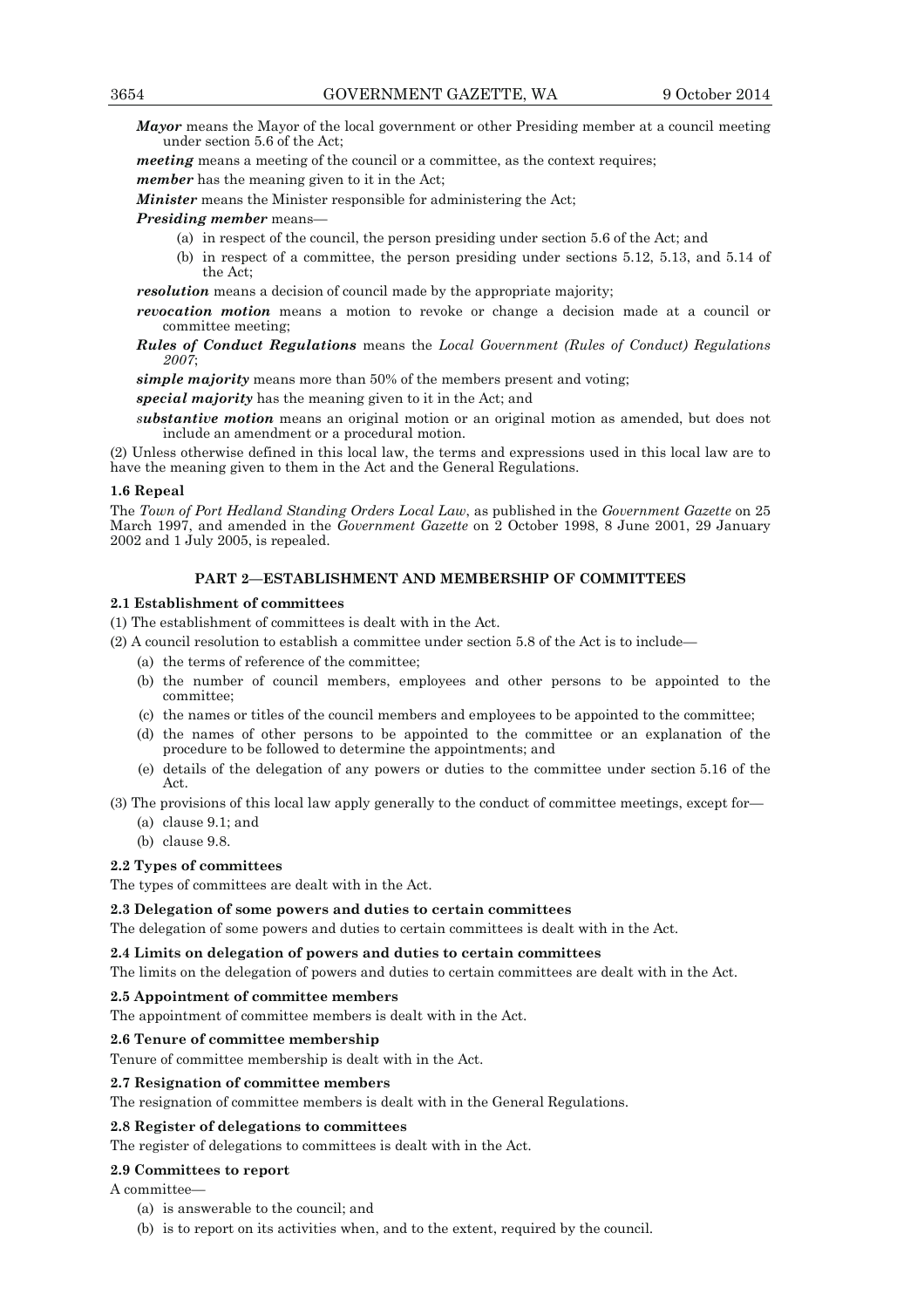***Mayor*** means the Mayor of the local government or other Presiding member at a council meeting under section 5.6 of the Act;

***meeting*** means a meeting of the council or a committee, as the context requires;

***member*** has the meaning given to it in the Act;

***Minister*** means the Minister responsible for administering the Act;

***Presiding member*** means—

(a) in respect of the council, the person presiding under section 5.6 of the Act; and

(b) in respect of a committee, the person presiding under sections 5.12, 5.13, and 5.14 of the Act;

***resolution*** means a decision of council made by the appropriate majority;

***revocation motion*** means a motion to revoke or change a decision made at a council or committee meeting;

***Rules of Conduct Regulations*** means the *Local Government (Rules of Conduct) Regulations 2007*;

***simple majority*** means more than 50% of the members present and voting;

***special majority*** has the meaning given to it in the Act; and

***substantive motion*** means an original motion or an original motion as amended, but does not include an amendment or a procedural motion.

(2) Unless otherwise defined in this local law, the terms and expressions used in this local law are to have the meaning given to them in the Act and the General Regulations.

**1.6 Repeal**

The *Town of Port Hedland Standing Orders Local Law*, as published in the *Government Gazette* on 25 March 1997, and amended in the *Government Gazette* on 2 October 1998, 8 June 2001, 29 January 2002 and 1 July 2005, is repealed.

## PART 2—ESTABLISHMENT AND MEMBERSHIP OF COMMITTEES

**2.1 Establishment of committees**

(1) The establishment of committees is dealt with in the Act.

(2) A council resolution to establish a committee under section 5.8 of the Act is to include—

(a) the terms of reference of the committee;

(b) the number of council members, employees and other persons to be appointed to the committee;

(c) the names or titles of the council members and employees to be appointed to the committee;

(d) the names of other persons to be appointed to the committee or an explanation of the procedure to be followed to determine the appointments; and

(e) details of the delegation of any powers or duties to the committee under section 5.16 of the Act.

(3) The provisions of this local law apply generally to the conduct of committee meetings, except for—

(a) clause 9.1; and

(b) clause 9.8.

**2.2 Types of committees**

The types of committees are dealt with in the Act.

**2.3 Delegation of some powers and duties to certain committees**

The delegation of some powers and duties to certain committees is dealt with in the Act.

**2.4 Limits on delegation of powers and duties to certain committees**

The limits on the delegation of powers and duties to certain committees are dealt with in the Act.

**2.5 Appointment of committee members**

The appointment of committee members is dealt with in the Act.

**2.6 Tenure of committee membership**

Tenure of committee membership is dealt with in the Act.

**2.7 Resignation of committee members**

The resignation of committee members is dealt with in the General Regulations.

**2.8 Register of delegations to committees**

The register of delegations to committees is dealt with in the Act.

**2.9 Committees to report**

A committee—

(a) is answerable to the council; and

(b) is to report on its activities when, and to the extent, required by the council.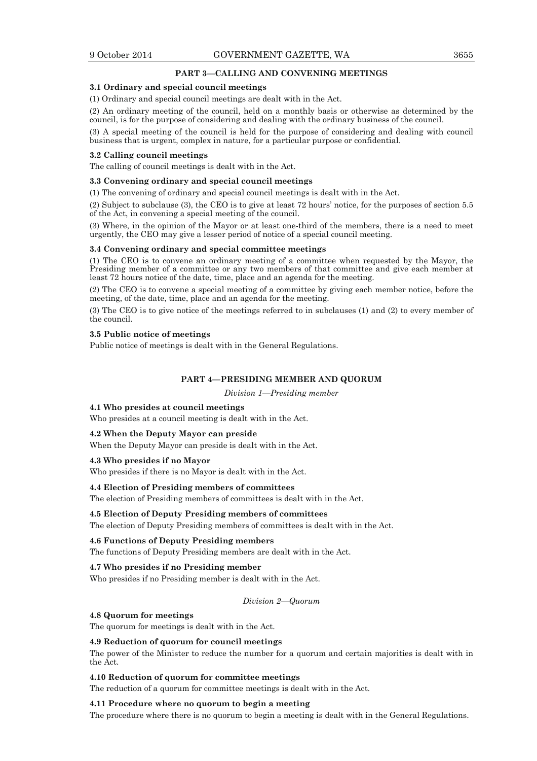## PART 3—CALLING AND CONVENING MEETINGS

### 3.1 Ordinary and special council meetings

(1) Ordinary and special council meetings are dealt with in the Act.

(2) An ordinary meeting of the council, held on a monthly basis or otherwise as determined by the council, is for the purpose of considering and dealing with the ordinary business of the council.

(3) A special meeting of the council is held for the purpose of considering and dealing with council business that is urgent, complex in nature, for a particular purpose or confidential.

### 3.2 Calling council meetings

The calling of council meetings is dealt with in the Act.

### 3.3 Convening ordinary and special council meetings

(1) The convening of ordinary and special council meetings is dealt with in the Act.

(2) Subject to subclause (3), the CEO is to give at least 72 hours' notice, for the purposes of section 5.5 of the Act, in convening a special meeting of the council.

(3) Where, in the opinion of the Mayor or at least one-third of the members, there is a need to meet urgently, the CEO may give a lesser period of notice of a special council meeting.

### 3.4 Convening ordinary and special committee meetings

(1) The CEO is to convene an ordinary meeting of a committee when requested by the Mayor, the Presiding member of a committee or any two members of that committee and give each member at least 72 hours notice of the date, time, place and an agenda for the meeting.

(2) The CEO is to convene a special meeting of a committee by giving each member notice, before the meeting, of the date, time, place and an agenda for the meeting.

(3) The CEO is to give notice of the meetings referred to in subclauses (1) and (2) to every member of the council.

### 3.5 Public notice of meetings

Public notice of meetings is dealt with in the General Regulations.

## PART 4—PRESIDING MEMBER AND QUORUM

*Division 1—Presiding member*

### 4.1 Who presides at council meetings

Who presides at a council meeting is dealt with in the Act.

### 4.2 When the Deputy Mayor can preside

When the Deputy Mayor can preside is dealt with in the Act.

### 4.3 Who presides if no Mayor

Who presides if there is no Mayor is dealt with in the Act.

### 4.4 Election of Presiding members of committees

The election of Presiding members of committees is dealt with in the Act.

### 4.5 Election of Deputy Presiding members of committees

The election of Deputy Presiding members of committees is dealt with in the Act.

### 4.6 Functions of Deputy Presiding members

The functions of Deputy Presiding members are dealt with in the Act.

### 4.7 Who presides if no Presiding member

Who presides if no Presiding member is dealt with in the Act.

*Division 2—Quorum*

### 4.8 Quorum for meetings

The quorum for meetings is dealt with in the Act.

### 4.9 Reduction of quorum for council meetings

The power of the Minister to reduce the number for a quorum and certain majorities is dealt with in the Act.

### 4.10 Reduction of quorum for committee meetings

The reduction of a quorum for committee meetings is dealt with in the Act.

### 4.11 Procedure where no quorum to begin a meeting

The procedure where there is no quorum to begin a meeting is dealt with in the General Regulations.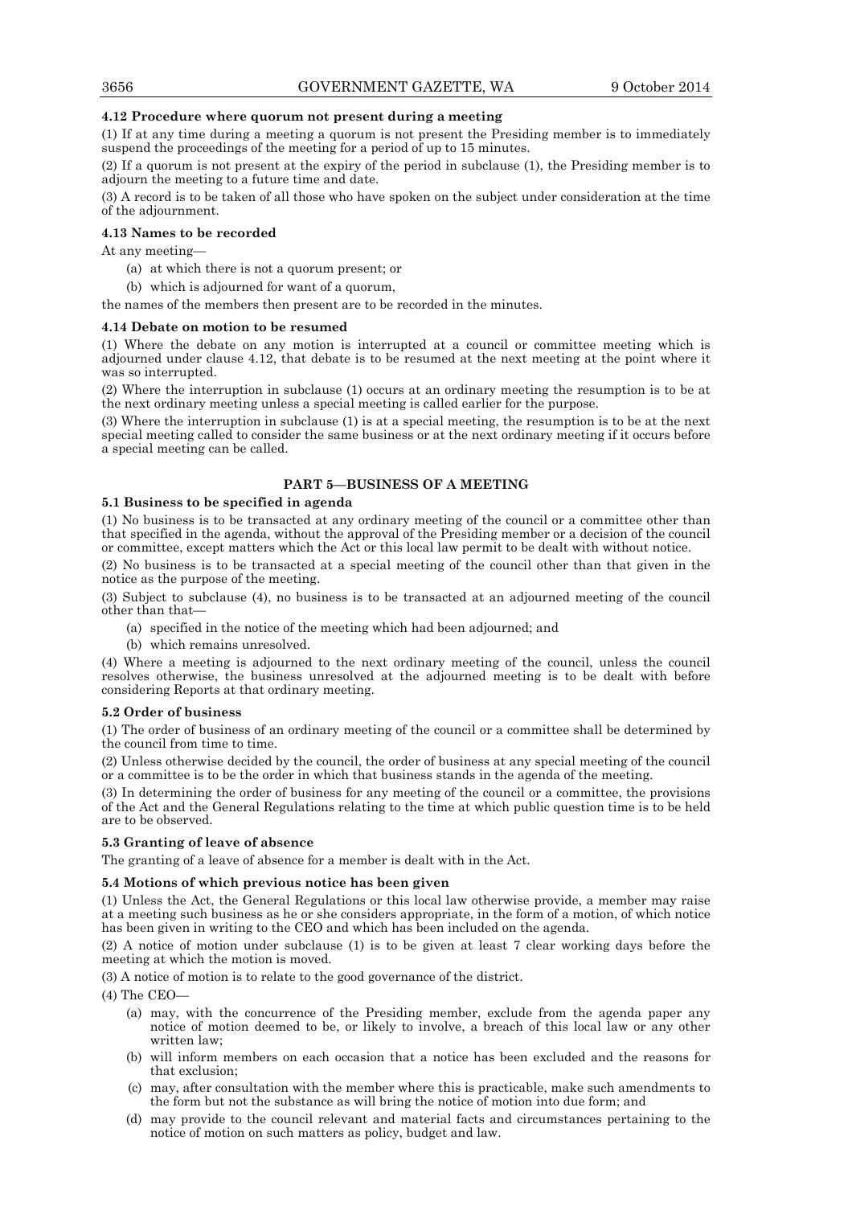**4.12 Procedure where quorum not present during a meeting**

(1) If at any time during a meeting a quorum is not present the Presiding member is to immediately suspend the proceedings of the meeting for a period of up to 15 minutes.

(2) If a quorum is not present at the expiry of the period in subclause (1), the Presiding member is to adjourn the meeting to a future time and date.

(3) A record is to be taken of all those who have spoken on the subject under consideration at the time of the adjournment.

**4.13 Names to be recorded**

At any meeting—

(a) at which there is not a quorum present; or

(b) which is adjourned for want of a quorum,

the names of the members then present are to be recorded in the minutes.

**4.14 Debate on motion to be resumed**

(1) Where the debate on any motion is interrupted at a council or committee meeting which is adjourned under clause 4.12, that debate is to be resumed at the next meeting at the point where it was so interrupted.

(2) Where the interruption in subclause (1) occurs at an ordinary meeting the resumption is to be at the next ordinary meeting unless a special meeting is called earlier for the purpose.

(3) Where the interruption in subclause (1) is at a special meeting, the resumption is to be at the next special meeting called to consider the same business or at the next ordinary meeting if it occurs before a special meeting can be called.

## PART 5—BUSINESS OF A MEETING

**5.1 Business to be specified in agenda**

(1) No business is to be transacted at any ordinary meeting of the council or a committee other than that specified in the agenda, without the approval of the Presiding member or a decision of the council or committee, except matters which the Act or this local law permit to be dealt with without notice.

(2) No business is to be transacted at a special meeting of the council other than that given in the notice as the purpose of the meeting.

(3) Subject to subclause (4), no business is to be transacted at an adjourned meeting of the council other than that—

(a) specified in the notice of the meeting which had been adjourned; and

(b) which remains unresolved.

(4) Where a meeting is adjourned to the next ordinary meeting of the council, unless the council resolves otherwise, the business unresolved at the adjourned meeting is to be dealt with before considering Reports at that ordinary meeting.

**5.2 Order of business**

(1) The order of business of an ordinary meeting of the council or a committee shall be determined by the council from time to time.

(2) Unless otherwise decided by the council, the order of business at any special meeting of the council or a committee is to be the order in which that business stands in the agenda of the meeting.

(3) In determining the order of business for any meeting of the council or a committee, the provisions of the Act and the General Regulations relating to the time at which public question time is to be held are to be observed.

**5.3 Granting of leave of absence**

The granting of a leave of absence for a member is dealt with in the Act.

**5.4 Motions of which previous notice has been given**

(1) Unless the Act, the General Regulations or this local law otherwise provide, a member may raise at a meeting such business as he or she considers appropriate, in the form of a motion, of which notice has been given in writing to the CEO and which has been included on the agenda.

(2) A notice of motion under subclause (1) is to be given at least 7 clear working days before the meeting at which the motion is moved.

(3) A notice of motion is to relate to the good governance of the district.

(4) The CEO—

(a) may, with the concurrence of the Presiding member, exclude from the agenda paper any notice of motion deemed to be, or likely to involve, a breach of this local law or any other written law;

(b) will inform members on each occasion that a notice has been excluded and the reasons for that exclusion;

(c) may, after consultation with the member where this is practicable, make such amendments to the form but not the substance as will bring the notice of motion into due form; and

(d) may provide to the council relevant and material facts and circumstances pertaining to the notice of motion on such matters as policy, budget and law.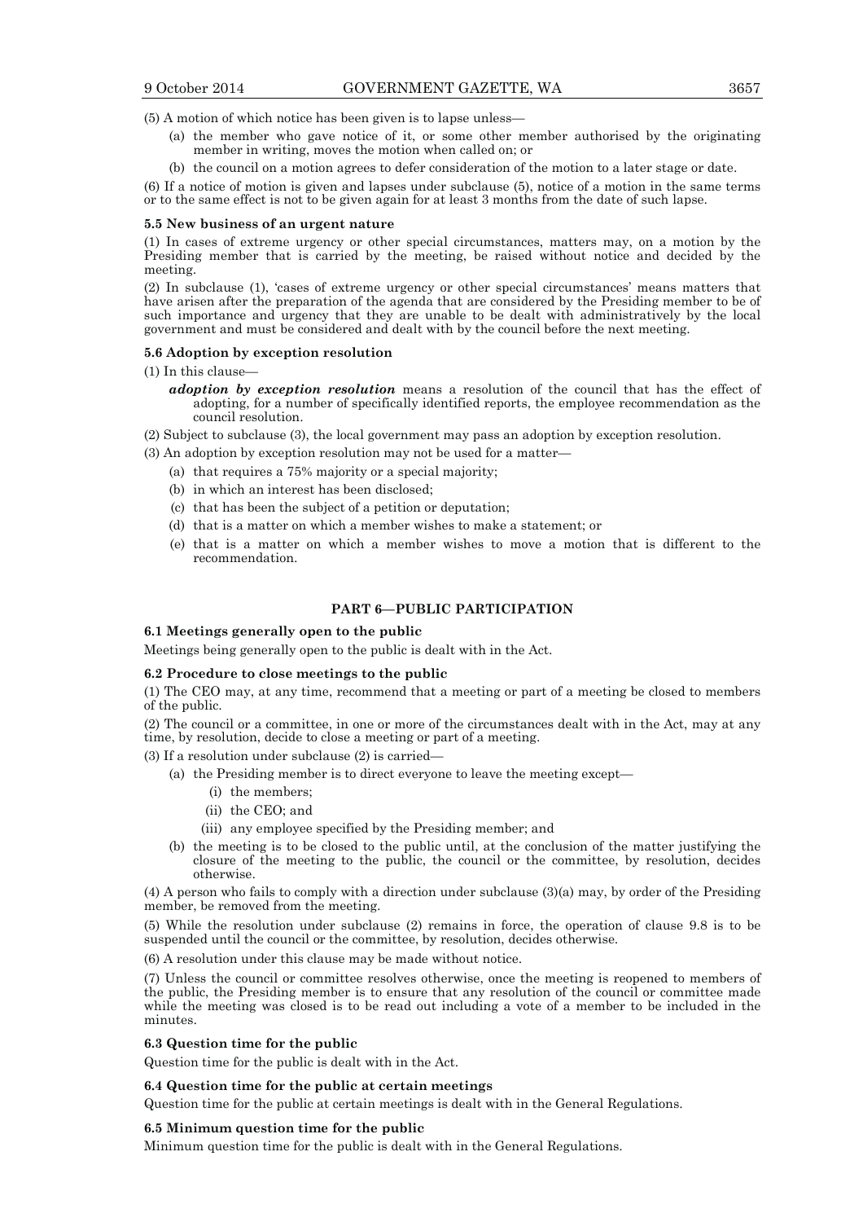(5) A motion of which notice has been given is to lapse unless—

(a) the member who gave notice of it, or some other member authorised by the originating member in writing, moves the motion when called on; or

(b) the council on a motion agrees to defer consideration of the motion to a later stage or date.

(6) If a notice of motion is given and lapses under subclause (5), notice of a motion in the same terms or to the same effect is not to be given again for at least 3 months from the date of such lapse.

**5.5 New business of an urgent nature**

(1) In cases of extreme urgency or other special circumstances, matters may, on a motion by the Presiding member that is carried by the meeting, be raised without notice and decided by the meeting.

(2) In subclause (1), 'cases of extreme urgency or other special circumstances' means matters that have arisen after the preparation of the agenda that are considered by the Presiding member to be of such importance and urgency that they are unable to be dealt with administratively by the local government and must be considered and dealt with by the council before the next meeting.

**5.6 Adoption by exception resolution**

(1) In this clause—

***adoption by exception resolution*** means a resolution of the council that has the effect of adopting, for a number of specifically identified reports, the employee recommendation as the council resolution.

(2) Subject to subclause (3), the local government may pass an adoption by exception resolution.

(3) An adoption by exception resolution may not be used for a matter—

(a) that requires a 75% majority or a special majority;

(b) in which an interest has been disclosed;

(c) that has been the subject of a petition or deputation;

(d) that is a matter on which a member wishes to make a statement; or

(e) that is a matter on which a member wishes to move a motion that is different to the recommendation.

## PART 6—PUBLIC PARTICIPATION

**6.1 Meetings generally open to the public**

Meetings being generally open to the public is dealt with in the Act.

**6.2 Procedure to close meetings to the public**

(1) The CEO may, at any time, recommend that a meeting or part of a meeting be closed to members of the public.

(2) The council or a committee, in one or more of the circumstances dealt with in the Act, may at any time, by resolution, decide to close a meeting or part of a meeting.

(3) If a resolution under subclause (2) is carried—

(a) the Presiding member is to direct everyone to leave the meeting except—

(i) the members;

(ii) the CEO; and

(iii) any employee specified by the Presiding member; and

(b) the meeting is to be closed to the public until, at the conclusion of the matter justifying the closure of the meeting to the public, the council or the committee, by resolution, decides otherwise.

(4) A person who fails to comply with a direction under subclause (3)(a) may, by order of the Presiding member, be removed from the meeting.

(5) While the resolution under subclause (2) remains in force, the operation of clause 9.8 is to be suspended until the council or the committee, by resolution, decides otherwise.

(6) A resolution under this clause may be made without notice.

(7) Unless the council or committee resolves otherwise, once the meeting is reopened to members of the public, the Presiding member is to ensure that any resolution of the council or committee made while the meeting was closed is to be read out including a vote of a member to be included in the minutes.

**6.3 Question time for the public**

Question time for the public is dealt with in the Act.

**6.4 Question time for the public at certain meetings**

Question time for the public at certain meetings is dealt with in the General Regulations.

**6.5 Minimum question time for the public**

Minimum question time for the public is dealt with in the General Regulations.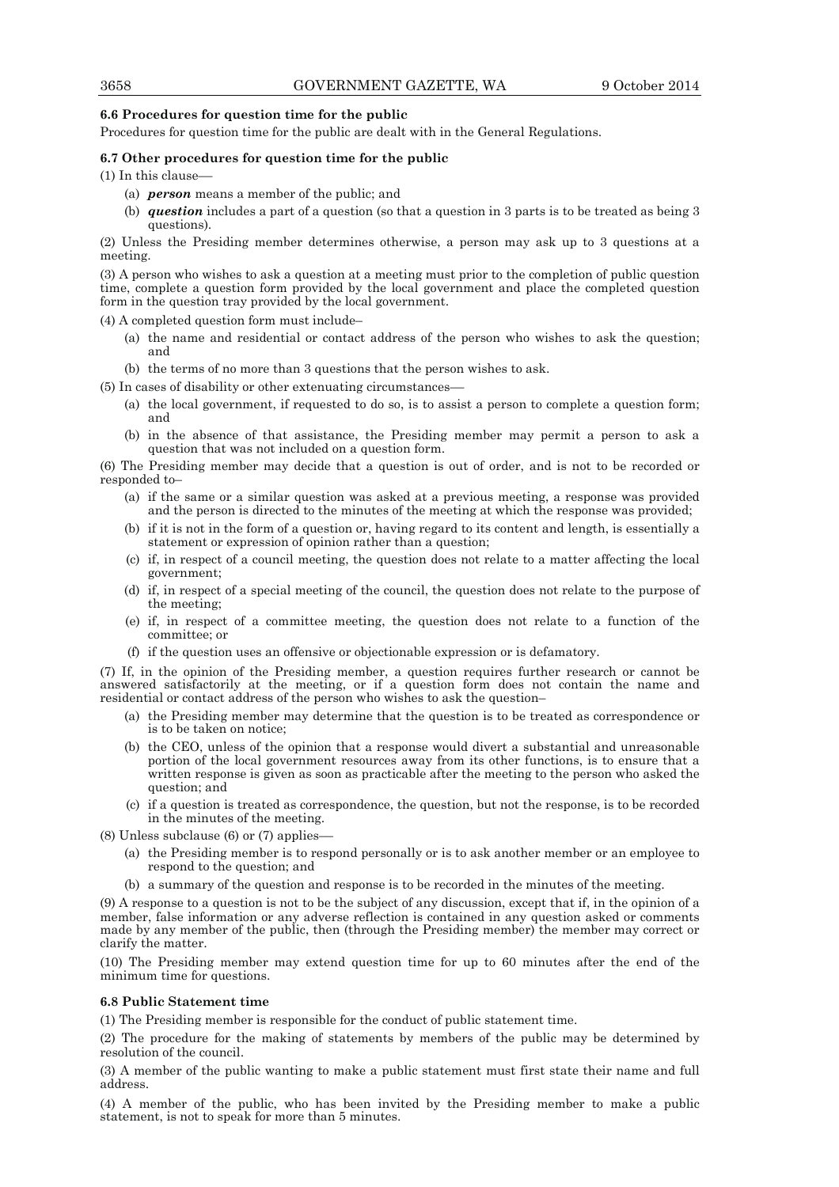**6.6 Procedures for question time for the public**

Procedures for question time for the public are dealt with in the General Regulations.

**6.7 Other procedures for question time for the public**

(1) In this clause—

- (a) ***person*** means a member of the public; and
- (b) ***question*** includes a part of a question (so that a question in 3 parts is to be treated as being 3 questions).

(2) Unless the Presiding member determines otherwise, a person may ask up to 3 questions at a meeting.

(3) A person who wishes to ask a question at a meeting must prior to the completion of public question time, complete a question form provided by the local government and place the completed question form in the question tray provided by the local government.

(4) A completed question form must include–

- (a) the name and residential or contact address of the person who wishes to ask the question; and
- (b) the terms of no more than 3 questions that the person wishes to ask.

(5) In cases of disability or other extenuating circumstances—

- (a) the local government, if requested to do so, is to assist a person to complete a question form; and
- (b) in the absence of that assistance, the Presiding member may permit a person to ask a question that was not included on a question form.

(6) The Presiding member may decide that a question is out of order, and is not to be recorded or responded to–

- (a) if the same or a similar question was asked at a previous meeting, a response was provided and the person is directed to the minutes of the meeting at which the response was provided;
- (b) if it is not in the form of a question or, having regard to its content and length, is essentially a statement or expression of opinion rather than a question;
- (c) if, in respect of a council meeting, the question does not relate to a matter affecting the local government;
- (d) if, in respect of a special meeting of the council, the question does not relate to the purpose of the meeting;
- (e) if, in respect of a committee meeting, the question does not relate to a function of the committee; or
- (f) if the question uses an offensive or objectionable expression or is defamatory.

(7) If, in the opinion of the Presiding member, a question requires further research or cannot be answered satisfactorily at the meeting, or if a question form does not contain the name and residential or contact address of the person who wishes to ask the question–

- (a) the Presiding member may determine that the question is to be treated as correspondence or is to be taken on notice;
- (b) the CEO, unless of the opinion that a response would divert a substantial and unreasonable portion of the local government resources away from its other functions, is to ensure that a written response is given as soon as practicable after the meeting to the person who asked the question; and
- (c) if a question is treated as correspondence, the question, but not the response, is to be recorded in the minutes of the meeting.

(8) Unless subclause (6) or (7) applies—

- (a) the Presiding member is to respond personally or is to ask another member or an employee to respond to the question; and
- (b) a summary of the question and response is to be recorded in the minutes of the meeting.

(9) A response to a question is not to be the subject of any discussion, except that if, in the opinion of a member, false information or any adverse reflection is contained in any question asked or comments made by any member of the public, then (through the Presiding member) the member may correct or clarify the matter.

(10) The Presiding member may extend question time for up to 60 minutes after the end of the minimum time for questions.

**6.8 Public Statement time**

(1) The Presiding member is responsible for the conduct of public statement time.

(2) The procedure for the making of statements by members of the public may be determined by resolution of the council.

(3) A member of the public wanting to make a public statement must first state their name and full address.

(4) A member of the public, who has been invited by the Presiding member to make a public statement, is not to speak for more than 5 minutes.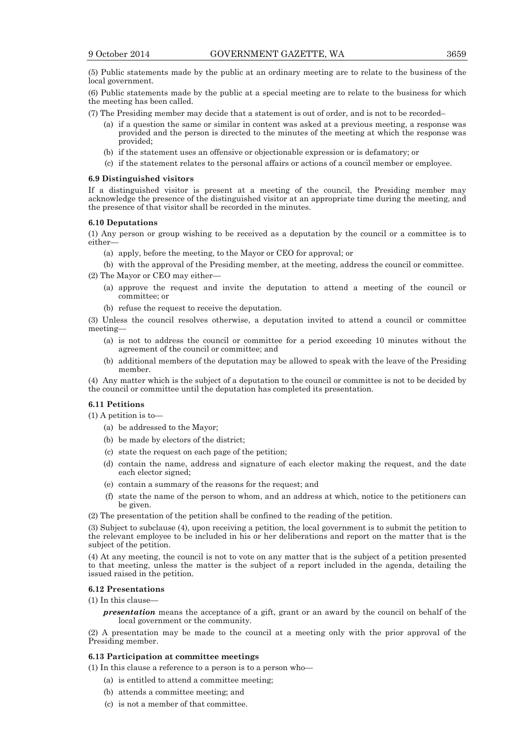(5) Public statements made by the public at an ordinary meeting are to relate to the business of the local government.

(6) Public statements made by the public at a special meeting are to relate to the business for which the meeting has been called.

(7) The Presiding member may decide that a statement is out of order, and is not to be recorded–

- (a) if a question the same or similar in content was asked at a previous meeting, a response was provided and the person is directed to the minutes of the meeting at which the response was provided;
- (b) if the statement uses an offensive or objectionable expression or is defamatory; or
- (c) if the statement relates to the personal affairs or actions of a council member or employee.

**6.9 Distinguished visitors**

If a distinguished visitor is present at a meeting of the council, the Presiding member may acknowledge the presence of the distinguished visitor at an appropriate time during the meeting, and the presence of that visitor shall be recorded in the minutes.

**6.10 Deputations**

(1) Any person or group wishing to be received as a deputation by the council or a committee is to either—

- (a) apply, before the meeting, to the Mayor or CEO for approval; or
- (b) with the approval of the Presiding member, at the meeting, address the council or committee.

(2) The Mayor or CEO may either—

- (a) approve the request and invite the deputation to attend a meeting of the council or committee; or
- (b) refuse the request to receive the deputation.

(3) Unless the council resolves otherwise, a deputation invited to attend a council or committee meeting—

- (a) is not to address the council or committee for a period exceeding 10 minutes without the agreement of the council or committee; and
- (b) additional members of the deputation may be allowed to speak with the leave of the Presiding member.

(4) Any matter which is the subject of a deputation to the council or committee is not to be decided by the council or committee until the deputation has completed its presentation.

**6.11 Petitions**

(1) A petition is to—

- (a) be addressed to the Mayor;
- (b) be made by electors of the district;
- (c) state the request on each page of the petition;
- (d) contain the name, address and signature of each elector making the request, and the date each elector signed;
- (e) contain a summary of the reasons for the request; and
- (f) state the name of the person to whom, and an address at which, notice to the petitioners can be given.

(2) The presentation of the petition shall be confined to the reading of the petition.

(3) Subject to subclause (4), upon receiving a petition, the local government is to submit the petition to the relevant employee to be included in his or her deliberations and report on the matter that is the subject of the petition.

(4) At any meeting, the council is not to vote on any matter that is the subject of a petition presented to that meeting, unless the matter is the subject of a report included in the agenda, detailing the issued raised in the petition.

**6.12 Presentations**

(1) In this clause—

***presentation*** means the acceptance of a gift, grant or an award by the council on behalf of the local government or the community.

(2) A presentation may be made to the council at a meeting only with the prior approval of the Presiding member.

**6.13 Participation at committee meetings**

(1) In this clause a reference to a person is to a person who—

- (a) is entitled to attend a committee meeting;
- (b) attends a committee meeting; and
- (c) is not a member of that committee.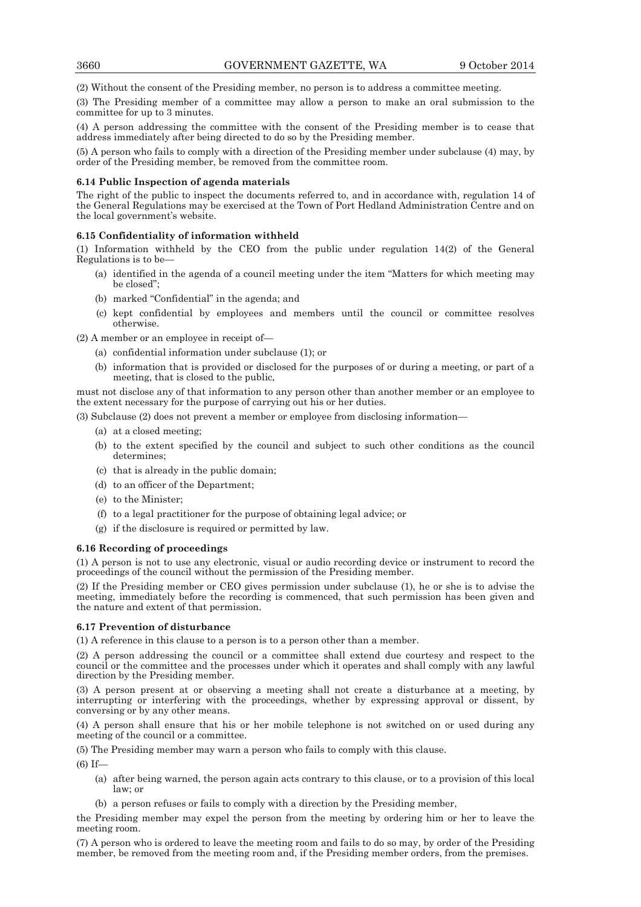(2) Without the consent of the Presiding member, no person is to address a committee meeting.

(3) The Presiding member of a committee may allow a person to make an oral submission to the committee for up to 3 minutes.

(4) A person addressing the committee with the consent of the Presiding member is to cease that address immediately after being directed to do so by the Presiding member.

(5) A person who fails to comply with a direction of the Presiding member under subclause (4) may, by order of the Presiding member, be removed from the committee room.

**6.14 Public Inspection of agenda materials**

The right of the public to inspect the documents referred to, and in accordance with, regulation 14 of the General Regulations may be exercised at the Town of Port Hedland Administration Centre and on the local government's website.

**6.15 Confidentiality of information withheld**

(1) Information withheld by the CEO from the public under regulation 14(2) of the General Regulations is to be—

- (a) identified in the agenda of a council meeting under the item "Matters for which meeting may be closed";
- (b) marked "Confidential" in the agenda; and
- (c) kept confidential by employees and members until the council or committee resolves otherwise.

(2) A member or an employee in receipt of—

- (a) confidential information under subclause (1); or
- (b) information that is provided or disclosed for the purposes of or during a meeting, or part of a meeting, that is closed to the public,

must not disclose any of that information to any person other than another member or an employee to the extent necessary for the purpose of carrying out his or her duties.

(3) Subclause (2) does not prevent a member or employee from disclosing information—

- (a) at a closed meeting;
- (b) to the extent specified by the council and subject to such other conditions as the council determines;
- (c) that is already in the public domain;
- (d) to an officer of the Department;
- (e) to the Minister;
- (f) to a legal practitioner for the purpose of obtaining legal advice; or
- (g) if the disclosure is required or permitted by law.

**6.16 Recording of proceedings**

(1) A person is not to use any electronic, visual or audio recording device or instrument to record the proceedings of the council without the permission of the Presiding member.

(2) If the Presiding member or CEO gives permission under subclause (1), he or she is to advise the meeting, immediately before the recording is commenced, that such permission has been given and the nature and extent of that permission.

**6.17 Prevention of disturbance**

(1) A reference in this clause to a person is to a person other than a member.

(2) A person addressing the council or a committee shall extend due courtesy and respect to the council or the committee and the processes under which it operates and shall comply with any lawful direction by the Presiding member.

(3) A person present at or observing a meeting shall not create a disturbance at a meeting, by interrupting or interfering with the proceedings, whether by expressing approval or dissent, by conversing or by any other means.

(4) A person shall ensure that his or her mobile telephone is not switched on or used during any meeting of the council or a committee.

(5) The Presiding member may warn a person who fails to comply with this clause.

(6) If—

- (a) after being warned, the person again acts contrary to this clause, or to a provision of this local law; or
- (b) a person refuses or fails to comply with a direction by the Presiding member,

the Presiding member may expel the person from the meeting by ordering him or her to leave the meeting room.

(7) A person who is ordered to leave the meeting room and fails to do so may, by order of the Presiding member, be removed from the meeting room and, if the Presiding member orders, from the premises.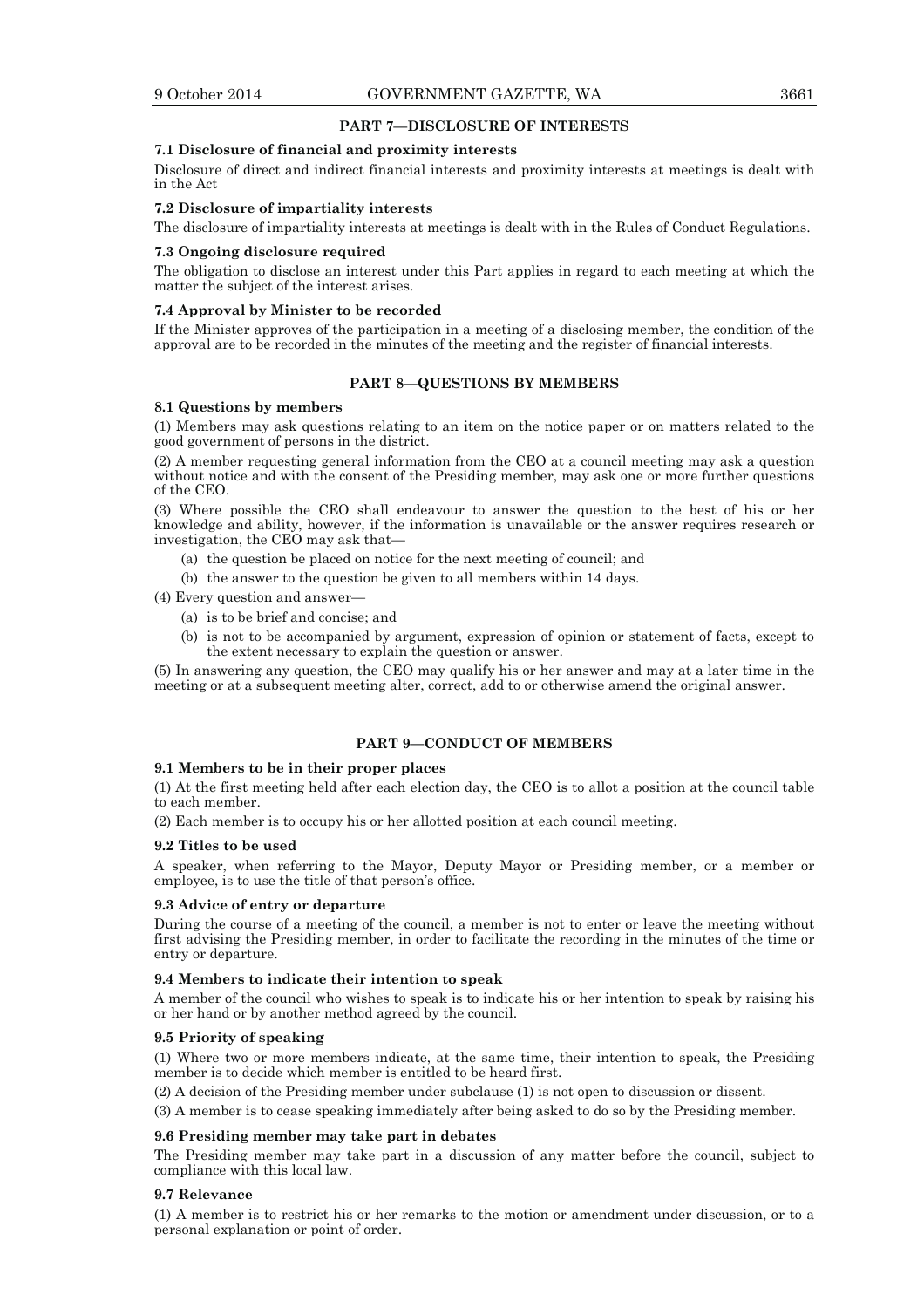## PART 7—DISCLOSURE OF INTERESTS

### 7.1 Disclosure of financial and proximity interests

Disclosure of direct and indirect financial interests and proximity interests at meetings is dealt with in the Act

### 7.2 Disclosure of impartiality interests

The disclosure of impartiality interests at meetings is dealt with in the Rules of Conduct Regulations.

### 7.3 Ongoing disclosure required

The obligation to disclose an interest under this Part applies in regard to each meeting at which the matter the subject of the interest arises.

### 7.4 Approval by Minister to be recorded

If the Minister approves of the participation in a meeting of a disclosing member, the condition of the approval are to be recorded in the minutes of the meeting and the register of financial interests.

## PART 8—QUESTIONS BY MEMBERS

### 8.1 Questions by members

(1) Members may ask questions relating to an item on the notice paper or on matters related to the good government of persons in the district.

(2) A member requesting general information from the CEO at a council meeting may ask a question without notice and with the consent of the Presiding member, may ask one or more further questions of the CEO.

(3) Where possible the CEO shall endeavour to answer the question to the best of his or her knowledge and ability, however, if the information is unavailable or the answer requires research or investigation, the CEO may ask that—

- (a) the question be placed on notice for the next meeting of council; and
- (b) the answer to the question be given to all members within 14 days.

(4) Every question and answer—

- (a) is to be brief and concise; and
- (b) is not to be accompanied by argument, expression of opinion or statement of facts, except to the extent necessary to explain the question or answer.

(5) In answering any question, the CEO may qualify his or her answer and may at a later time in the meeting or at a subsequent meeting alter, correct, add to or otherwise amend the original answer.

## PART 9—CONDUCT OF MEMBERS

### 9.1 Members to be in their proper places

(1) At the first meeting held after each election day, the CEO is to allot a position at the council table to each member.

(2) Each member is to occupy his or her allotted position at each council meeting.

### 9.2 Titles to be used

A speaker, when referring to the Mayor, Deputy Mayor or Presiding member, or a member or employee, is to use the title of that person's office.

### 9.3 Advice of entry or departure

During the course of a meeting of the council, a member is not to enter or leave the meeting without first advising the Presiding member, in order to facilitate the recording in the minutes of the time or entry or departure.

### 9.4 Members to indicate their intention to speak

A member of the council who wishes to speak is to indicate his or her intention to speak by raising his or her hand or by another method agreed by the council.

### 9.5 Priority of speaking

(1) Where two or more members indicate, at the same time, their intention to speak, the Presiding member is to decide which member is entitled to be heard first.

(2) A decision of the Presiding member under subclause (1) is not open to discussion or dissent.

(3) A member is to cease speaking immediately after being asked to do so by the Presiding member.

### 9.6 Presiding member may take part in debates

The Presiding member may take part in a discussion of any matter before the council, subject to compliance with this local law.

### 9.7 Relevance

(1) A member is to restrict his or her remarks to the motion or amendment under discussion, or to a personal explanation or point of order.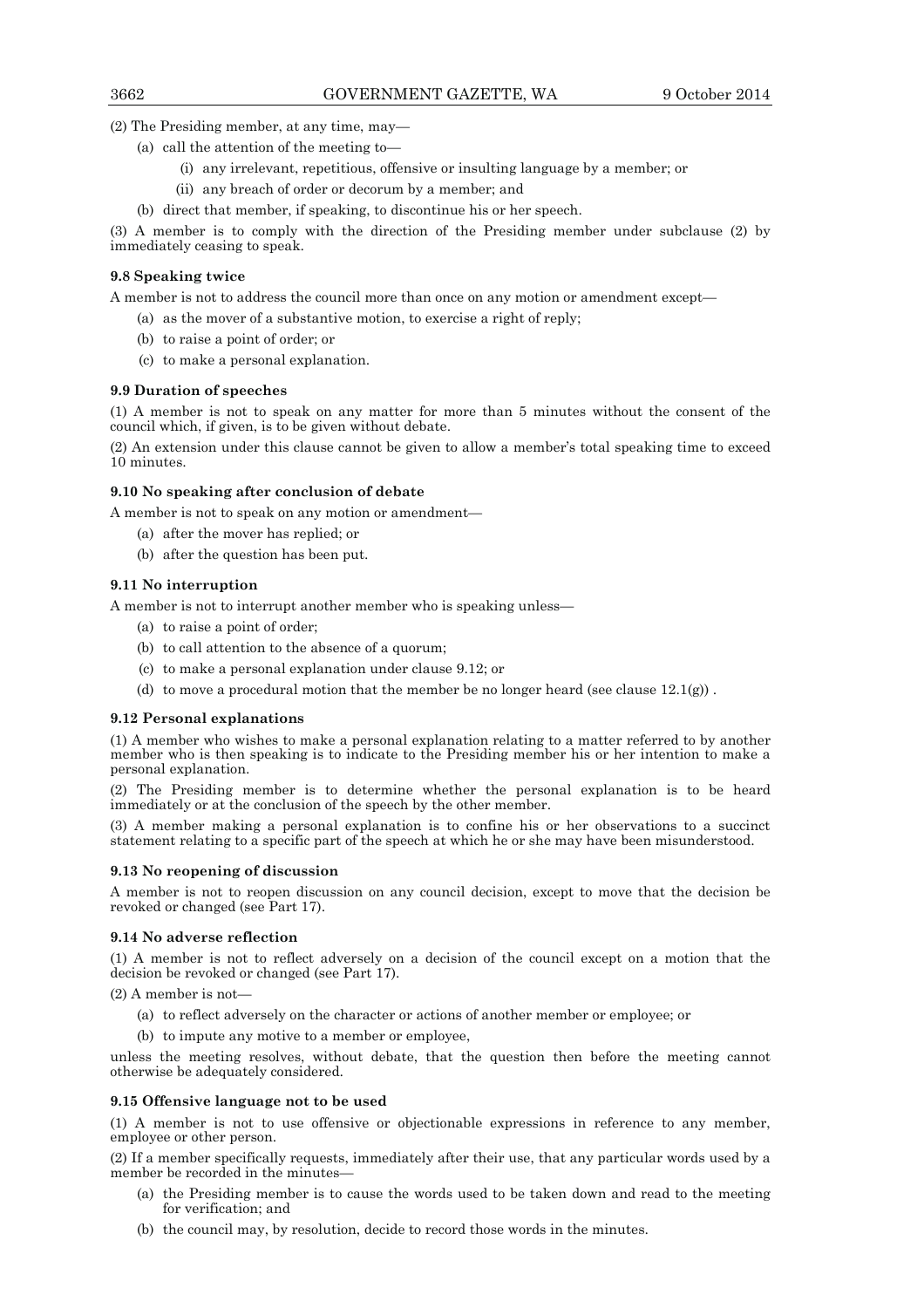(2) The Presiding member, at any time, may—

(a) call the attention of the meeting to—

(i) any irrelevant, repetitious, offensive or insulting language by a member; or

(ii) any breach of order or decorum by a member; and

(b) direct that member, if speaking, to discontinue his or her speech.

(3) A member is to comply with the direction of the Presiding member under subclause (2) by immediately ceasing to speak.

**9.8 Speaking twice**

A member is not to address the council more than once on any motion or amendment except—

(a) as the mover of a substantive motion, to exercise a right of reply;

(b) to raise a point of order; or

(c) to make a personal explanation.

**9.9 Duration of speeches**

(1) A member is not to speak on any matter for more than 5 minutes without the consent of the council which, if given, is to be given without debate.

(2) An extension under this clause cannot be given to allow a member's total speaking time to exceed 10 minutes.

**9.10 No speaking after conclusion of debate**

A member is not to speak on any motion or amendment—

(a) after the mover has replied; or

(b) after the question has been put.

**9.11 No interruption**

A member is not to interrupt another member who is speaking unless—

(a) to raise a point of order;

(b) to call attention to the absence of a quorum;

(c) to make a personal explanation under clause 9.12; or

(d) to move a procedural motion that the member be no longer heard (see clause 12.1(g)) .

**9.12 Personal explanations**

(1) A member who wishes to make a personal explanation relating to a matter referred to by another member who is then speaking is to indicate to the Presiding member his or her intention to make a personal explanation.

(2) The Presiding member is to determine whether the personal explanation is to be heard immediately or at the conclusion of the speech by the other member.

(3) A member making a personal explanation is to confine his or her observations to a succinct statement relating to a specific part of the speech at which he or she may have been misunderstood.

**9.13 No reopening of discussion**

A member is not to reopen discussion on any council decision, except to move that the decision be revoked or changed (see Part 17).

**9.14 No adverse reflection**

(1) A member is not to reflect adversely on a decision of the council except on a motion that the decision be revoked or changed (see Part 17).

(2) A member is not—

(a) to reflect adversely on the character or actions of another member or employee; or

(b) to impute any motive to a member or employee,

unless the meeting resolves, without debate, that the question then before the meeting cannot otherwise be adequately considered.

**9.15 Offensive language not to be used**

(1) A member is not to use offensive or objectionable expressions in reference to any member, employee or other person.

(2) If a member specifically requests, immediately after their use, that any particular words used by a member be recorded in the minutes—

(a) the Presiding member is to cause the words used to be taken down and read to the meeting for verification; and

(b) the council may, by resolution, decide to record those words in the minutes.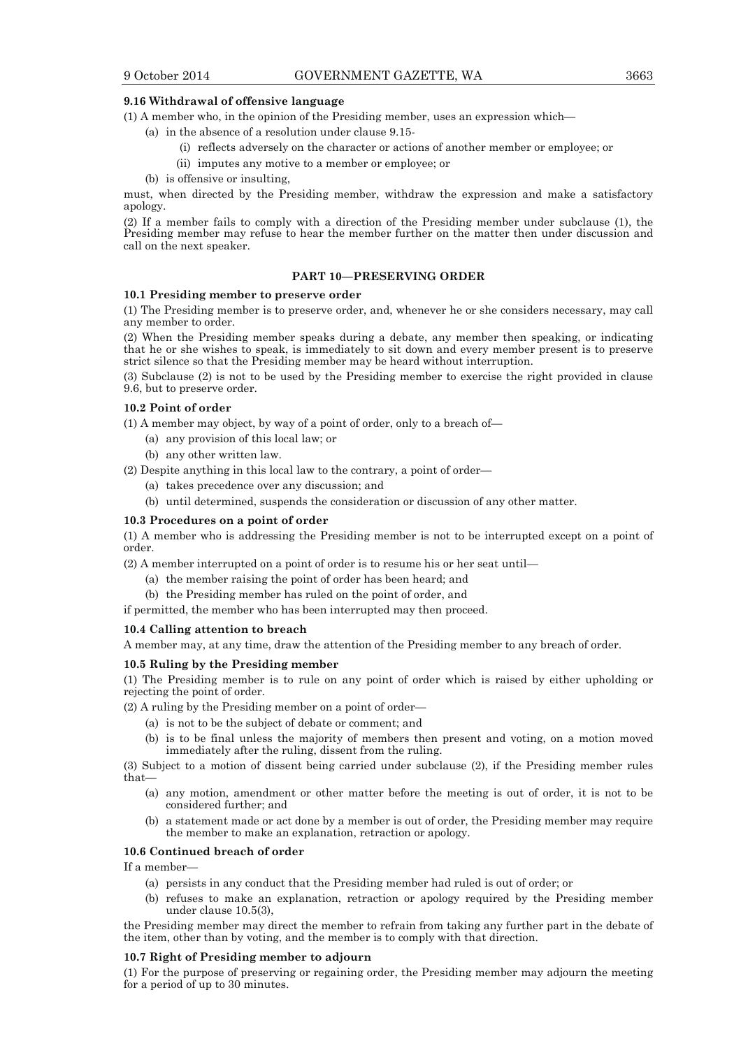**9.16 Withdrawal of offensive language**

(1) A member who, in the opinion of the Presiding member, uses an expression which—

- (a) in the absence of a resolution under clause 9.15-
  - (i) reflects adversely on the character or actions of another member or employee; or
  - (ii) imputes any motive to a member or employee; or
- (b) is offensive or insulting,

must, when directed by the Presiding member, withdraw the expression and make a satisfactory apology.

(2) If a member fails to comply with a direction of the Presiding member under subclause (1), the Presiding member may refuse to hear the member further on the matter then under discussion and call on the next speaker.

## PART 10—PRESERVING ORDER

**10.1 Presiding member to preserve order**

(1) The Presiding member is to preserve order, and, whenever he or she considers necessary, may call any member to order.

(2) When the Presiding member speaks during a debate, any member then speaking, or indicating that he or she wishes to speak, is immediately to sit down and every member present is to preserve strict silence so that the Presiding member may be heard without interruption.

(3) Subclause (2) is not to be used by the Presiding member to exercise the right provided in clause 9.6, but to preserve order.

**10.2 Point of order**

(1) A member may object, by way of a point of order, only to a breach of—

- (a) any provision of this local law; or
- (b) any other written law.

(2) Despite anything in this local law to the contrary, a point of order—

- (a) takes precedence over any discussion; and
- (b) until determined, suspends the consideration or discussion of any other matter.

**10.3 Procedures on a point of order**

(1) A member who is addressing the Presiding member is not to be interrupted except on a point of order.

(2) A member interrupted on a point of order is to resume his or her seat until—

- (a) the member raising the point of order has been heard; and
- (b) the Presiding member has ruled on the point of order, and

if permitted, the member who has been interrupted may then proceed.

**10.4 Calling attention to breach**

A member may, at any time, draw the attention of the Presiding member to any breach of order.

**10.5 Ruling by the Presiding member**

(1) The Presiding member is to rule on any point of order which is raised by either upholding or rejecting the point of order.

(2) A ruling by the Presiding member on a point of order—

- (a) is not to be the subject of debate or comment; and
- (b) is to be final unless the majority of members then present and voting, on a motion moved immediately after the ruling, dissent from the ruling.

(3) Subject to a motion of dissent being carried under subclause (2), if the Presiding member rules that—

- (a) any motion, amendment or other matter before the meeting is out of order, it is not to be considered further; and
- (b) a statement made or act done by a member is out of order, the Presiding member may require the member to make an explanation, retraction or apology.

**10.6 Continued breach of order**

If a member—

- (a) persists in any conduct that the Presiding member had ruled is out of order; or
- (b) refuses to make an explanation, retraction or apology required by the Presiding member under clause 10.5(3),

the Presiding member may direct the member to refrain from taking any further part in the debate of the item, other than by voting, and the member is to comply with that direction.

**10.7 Right of Presiding member to adjourn**

(1) For the purpose of preserving or regaining order, the Presiding member may adjourn the meeting for a period of up to 30 minutes.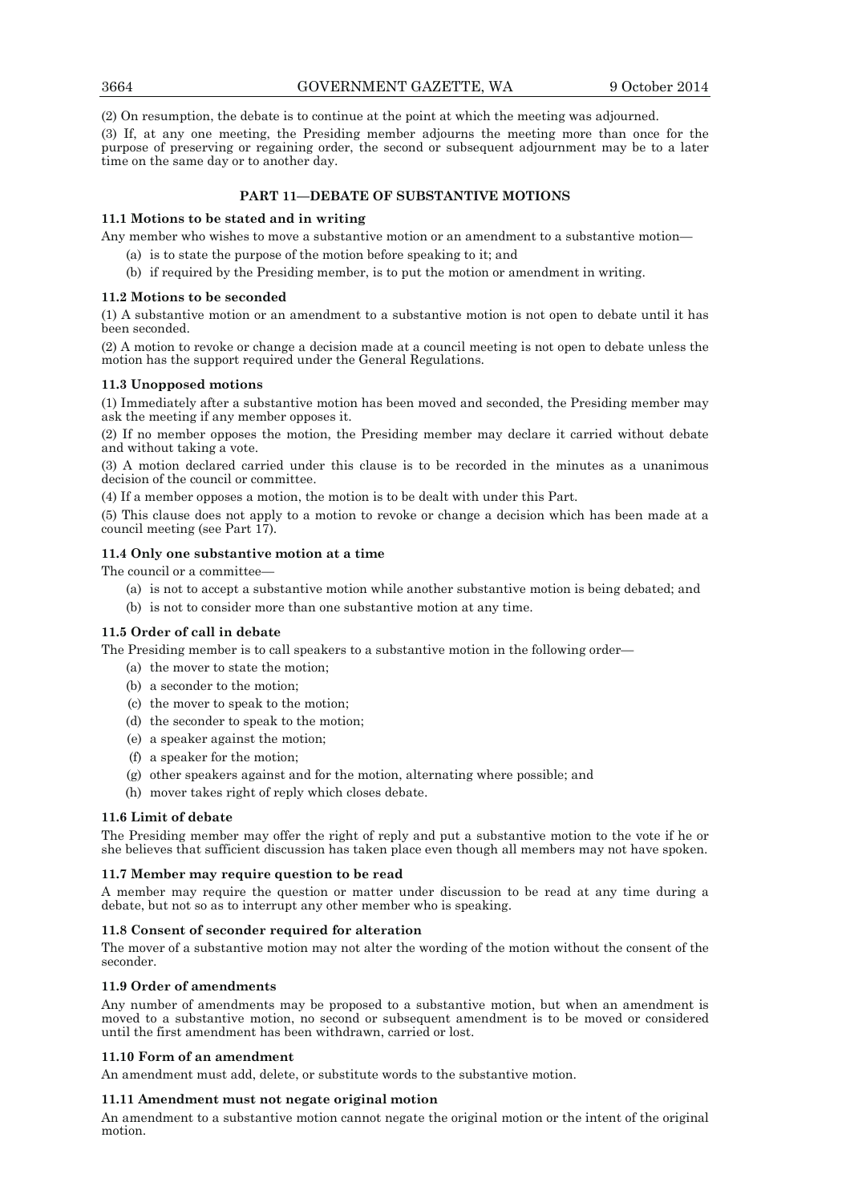(2) On resumption, the debate is to continue at the point at which the meeting was adjourned.

(3) If, at any one meeting, the Presiding member adjourns the meeting more than once for the purpose of preserving or regaining order, the second or subsequent adjournment may be to a later time on the same day or to another day.

## PART 11—DEBATE OF SUBSTANTIVE MOTIONS

### 11.1 Motions to be stated and in writing

Any member who wishes to move a substantive motion or an amendment to a substantive motion—

- (a) is to state the purpose of the motion before speaking to it; and
- (b) if required by the Presiding member, is to put the motion or amendment in writing.

### 11.2 Motions to be seconded

(1) A substantive motion or an amendment to a substantive motion is not open to debate until it has been seconded.

(2) A motion to revoke or change a decision made at a council meeting is not open to debate unless the motion has the support required under the General Regulations.

### 11.3 Unopposed motions

(1) Immediately after a substantive motion has been moved and seconded, the Presiding member may ask the meeting if any member opposes it.

(2) If no member opposes the motion, the Presiding member may declare it carried without debate and without taking a vote.

(3) A motion declared carried under this clause is to be recorded in the minutes as a unanimous decision of the council or committee.

(4) If a member opposes a motion, the motion is to be dealt with under this Part.

(5) This clause does not apply to a motion to revoke or change a decision which has been made at a council meeting (see Part 17).

### 11.4 Only one substantive motion at a time

The council or a committee—

- (a) is not to accept a substantive motion while another substantive motion is being debated; and
- (b) is not to consider more than one substantive motion at any time.

### 11.5 Order of call in debate

The Presiding member is to call speakers to a substantive motion in the following order—

- (a) the mover to state the motion;
- (b) a seconder to the motion;
- (c) the mover to speak to the motion;
- (d) the seconder to speak to the motion;
- (e) a speaker against the motion;
- (f) a speaker for the motion;
- (g) other speakers against and for the motion, alternating where possible; and
- (h) mover takes right of reply which closes debate.

### 11.6 Limit of debate

The Presiding member may offer the right of reply and put a substantive motion to the vote if he or she believes that sufficient discussion has taken place even though all members may not have spoken.

### 11.7 Member may require question to be read

A member may require the question or matter under discussion to be read at any time during a debate, but not so as to interrupt any other member who is speaking.

### 11.8 Consent of seconder required for alteration

The mover of a substantive motion may not alter the wording of the motion without the consent of the seconder.

### 11.9 Order of amendments

Any number of amendments may be proposed to a substantive motion, but when an amendment is moved to a substantive motion, no second or subsequent amendment is to be moved or considered until the first amendment has been withdrawn, carried or lost.

### 11.10 Form of an amendment

An amendment must add, delete, or substitute words to the substantive motion.

### 11.11 Amendment must not negate original motion

An amendment to a substantive motion cannot negate the original motion or the intent of the original motion.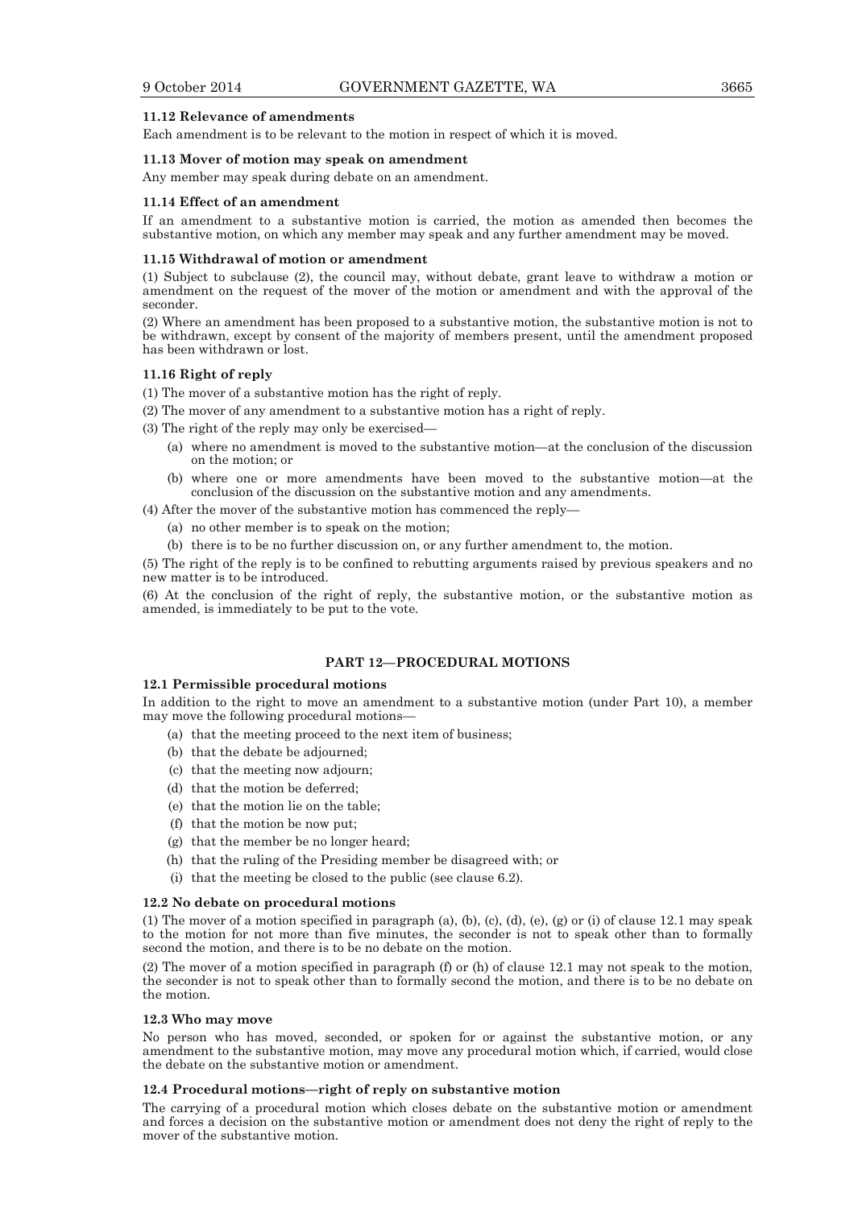**11.12 Relevance of amendments**

Each amendment is to be relevant to the motion in respect of which it is moved.

**11.13 Mover of motion may speak on amendment**

Any member may speak during debate on an amendment.

**11.14 Effect of an amendment**

If an amendment to a substantive motion is carried, the motion as amended then becomes the substantive motion, on which any member may speak and any further amendment may be moved.

**11.15 Withdrawal of motion or amendment**

(1) Subject to subclause (2), the council may, without debate, grant leave to withdraw a motion or amendment on the request of the mover of the motion or amendment and with the approval of the seconder.

(2) Where an amendment has been proposed to a substantive motion, the substantive motion is not to be withdrawn, except by consent of the majority of members present, until the amendment proposed has been withdrawn or lost.

**11.16 Right of reply**

(1) The mover of a substantive motion has the right of reply.

(2) The mover of any amendment to a substantive motion has a right of reply.

(3) The right of the reply may only be exercised—

- (a) where no amendment is moved to the substantive motion—at the conclusion of the discussion on the motion; or
- (b) where one or more amendments have been moved to the substantive motion—at the conclusion of the discussion on the substantive motion and any amendments.

(4) After the mover of the substantive motion has commenced the reply—

- (a) no other member is to speak on the motion;
- (b) there is to be no further discussion on, or any further amendment to, the motion.

(5) The right of the reply is to be confined to rebutting arguments raised by previous speakers and no new matter is to be introduced.

(6) At the conclusion of the right of reply, the substantive motion, or the substantive motion as amended, is immediately to be put to the vote.

## PART 12—PROCEDURAL MOTIONS

**12.1 Permissible procedural motions**

In addition to the right to move an amendment to a substantive motion (under Part 10), a member may move the following procedural motions—

- (a) that the meeting proceed to the next item of business;
- (b) that the debate be adjourned;
- (c) that the meeting now adjourn;
- (d) that the motion be deferred;
- (e) that the motion lie on the table;
- (f) that the motion be now put;
- (g) that the member be no longer heard;
- (h) that the ruling of the Presiding member be disagreed with; or
- (i) that the meeting be closed to the public (see clause 6.2).

**12.2 No debate on procedural motions**

(1) The mover of a motion specified in paragraph (a), (b), (c), (d), (e), (g) or (i) of clause 12.1 may speak to the motion for not more than five minutes, the seconder is not to speak other than to formally second the motion, and there is to be no debate on the motion.

(2) The mover of a motion specified in paragraph (f) or (h) of clause 12.1 may not speak to the motion, the seconder is not to speak other than to formally second the motion, and there is to be no debate on the motion.

**12.3 Who may move**

No person who has moved, seconded, or spoken for or against the substantive motion, or any amendment to the substantive motion, may move any procedural motion which, if carried, would close the debate on the substantive motion or amendment.

**12.4 Procedural motions—right of reply on substantive motion**

The carrying of a procedural motion which closes debate on the substantive motion or amendment and forces a decision on the substantive motion or amendment does not deny the right of reply to the mover of the substantive motion.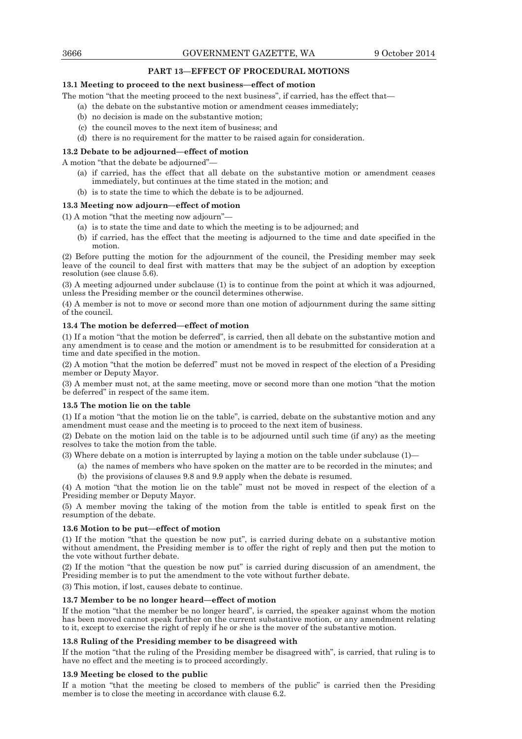## PART 13—EFFECT OF PROCEDURAL MOTIONS

### 13.1 Meeting to proceed to the next business—effect of motion

The motion "that the meeting proceed to the next business", if carried, has the effect that—

(a) the debate on the substantive motion or amendment ceases immediately;

(b) no decision is made on the substantive motion;

(c) the council moves to the next item of business; and

(d) there is no requirement for the matter to be raised again for consideration.

### 13.2 Debate to be adjourned—effect of motion

A motion "that the debate be adjourned"—

(a) if carried, has the effect that all debate on the substantive motion or amendment ceases immediately, but continues at the time stated in the motion; and

(b) is to state the time to which the debate is to be adjourned.

### 13.3 Meeting now adjourn—effect of motion

(1) A motion "that the meeting now adjourn"—

(a) is to state the time and date to which the meeting is to be adjourned; and

(b) if carried, has the effect that the meeting is adjourned to the time and date specified in the motion.

(2) Before putting the motion for the adjournment of the council, the Presiding member may seek leave of the council to deal first with matters that may be the subject of an adoption by exception resolution (see clause 5.6).

(3) A meeting adjourned under subclause (1) is to continue from the point at which it was adjourned, unless the Presiding member or the council determines otherwise.

(4) A member is not to move or second more than one motion of adjournment during the same sitting of the council.

### 13.4 The motion be deferred—effect of motion

(1) If a motion "that the motion be deferred", is carried, then all debate on the substantive motion and any amendment is to cease and the motion or amendment is to be resubmitted for consideration at a time and date specified in the motion.

(2) A motion "that the motion be deferred" must not be moved in respect of the election of a Presiding member or Deputy Mayor.

(3) A member must not, at the same meeting, move or second more than one motion "that the motion be deferred" in respect of the same item.

### 13.5 The motion lie on the table

(1) If a motion "that the motion lie on the table", is carried, debate on the substantive motion and any amendment must cease and the meeting is to proceed to the next item of business.

(2) Debate on the motion laid on the table is to be adjourned until such time (if any) as the meeting resolves to take the motion from the table.

(3) Where debate on a motion is interrupted by laying a motion on the table under subclause (1)—

(a) the names of members who have spoken on the matter are to be recorded in the minutes; and

(b) the provisions of clauses 9.8 and 9.9 apply when the debate is resumed.

(4) A motion "that the motion lie on the table" must not be moved in respect of the election of a Presiding member or Deputy Mayor.

(5) A member moving the taking of the motion from the table is entitled to speak first on the resumption of the debate.

### 13.6 Motion to be put—effect of motion

(1) If the motion "that the question be now put", is carried during debate on a substantive motion without amendment, the Presiding member is to offer the right of reply and then put the motion to the vote without further debate.

(2) If the motion "that the question be now put" is carried during discussion of an amendment, the Presiding member is to put the amendment to the vote without further debate.

(3) This motion, if lost, causes debate to continue.

### 13.7 Member to be no longer heard—effect of motion

If the motion "that the member be no longer heard", is carried, the speaker against whom the motion has been moved cannot speak further on the current substantive motion, or any amendment relating to it, except to exercise the right of reply if he or she is the mover of the substantive motion.

### 13.8 Ruling of the Presiding member to be disagreed with

If the motion "that the ruling of the Presiding member be disagreed with", is carried, that ruling is to have no effect and the meeting is to proceed accordingly.

### 13.9 Meeting be closed to the public

If a motion "that the meeting be closed to members of the public" is carried then the Presiding member is to close the meeting in accordance with clause 6.2.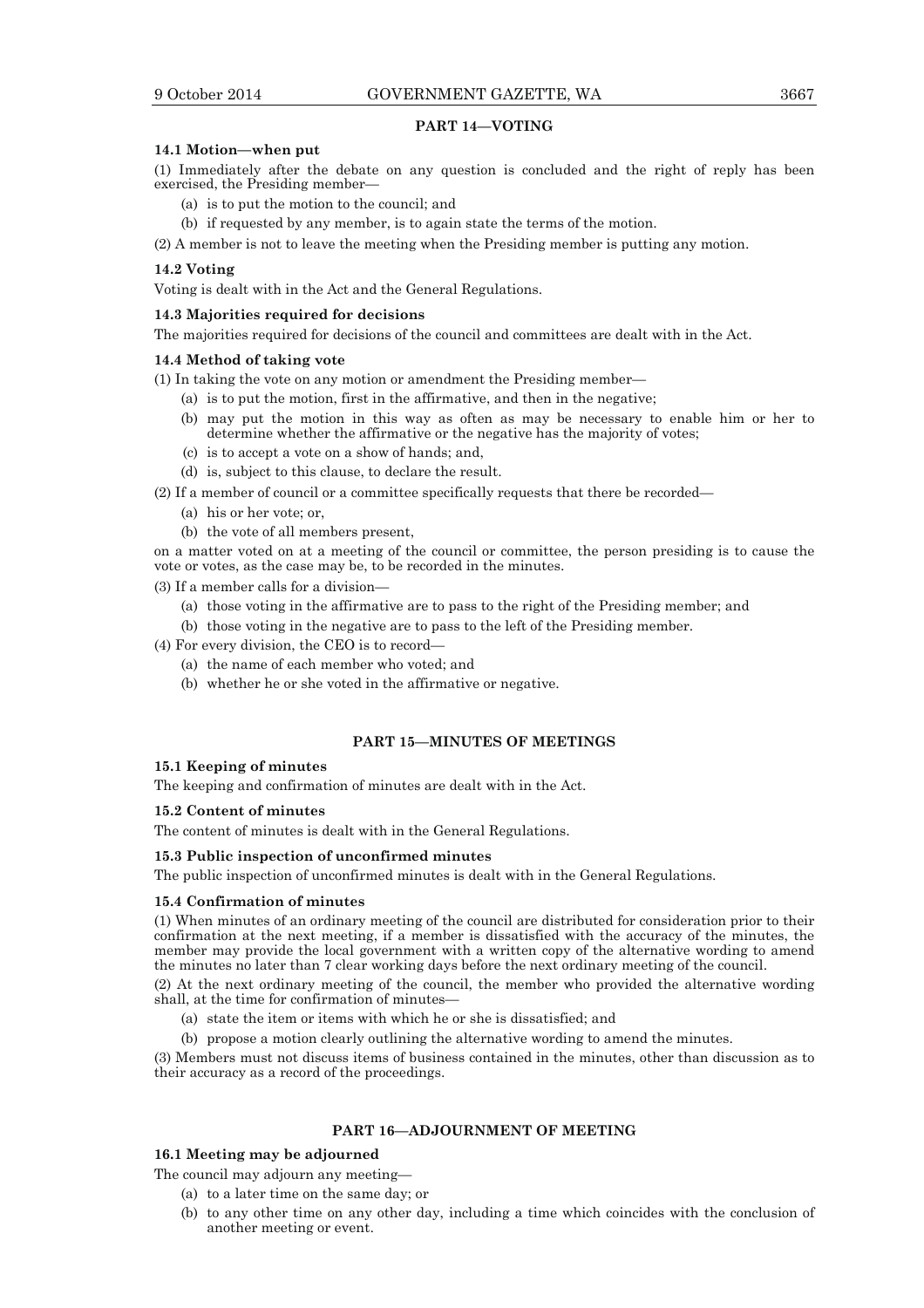## PART 14—VOTING

### 14.1 Motion—when put

(1) Immediately after the debate on any question is concluded and the right of reply has been exercised, the Presiding member—

(a) is to put the motion to the council; and

(b) if requested by any member, is to again state the terms of the motion.

(2) A member is not to leave the meeting when the Presiding member is putting any motion.

### 14.2 Voting

Voting is dealt with in the Act and the General Regulations.

### 14.3 Majorities required for decisions

The majorities required for decisions of the council and committees are dealt with in the Act.

### 14.4 Method of taking vote

(1) In taking the vote on any motion or amendment the Presiding member—

(a) is to put the motion, first in the affirmative, and then in the negative;

(b) may put the motion in this way as often as may be necessary to enable him or her to determine whether the affirmative or the negative has the majority of votes;

(c) is to accept a vote on a show of hands; and,

(d) is, subject to this clause, to declare the result.

(2) If a member of council or a committee specifically requests that there be recorded—

(a) his or her vote; or,

(b) the vote of all members present,

on a matter voted on at a meeting of the council or committee, the person presiding is to cause the vote or votes, as the case may be, to be recorded in the minutes.

(3) If a member calls for a division—

(a) those voting in the affirmative are to pass to the right of the Presiding member; and

(b) those voting in the negative are to pass to the left of the Presiding member.

(4) For every division, the CEO is to record—

(a) the name of each member who voted; and

(b) whether he or she voted in the affirmative or negative.

## PART 15—MINUTES OF MEETINGS

### 15.1 Keeping of minutes

The keeping and confirmation of minutes are dealt with in the Act.

### 15.2 Content of minutes

The content of minutes is dealt with in the General Regulations.

### 15.3 Public inspection of unconfirmed minutes

The public inspection of unconfirmed minutes is dealt with in the General Regulations.

### 15.4 Confirmation of minutes

(1) When minutes of an ordinary meeting of the council are distributed for consideration prior to their confirmation at the next meeting, if a member is dissatisfied with the accuracy of the minutes, the member may provide the local government with a written copy of the alternative wording to amend the minutes no later than 7 clear working days before the next ordinary meeting of the council.

(2) At the next ordinary meeting of the council, the member who provided the alternative wording shall, at the time for confirmation of minutes—

(a) state the item or items with which he or she is dissatisfied; and

(b) propose a motion clearly outlining the alternative wording to amend the minutes.

(3) Members must not discuss items of business contained in the minutes, other than discussion as to their accuracy as a record of the proceedings.

## PART 16—ADJOURNMENT OF MEETING

### 16.1 Meeting may be adjourned

The council may adjourn any meeting—

(a) to a later time on the same day; or

(b) to any other time on any other day, including a time which coincides with the conclusion of another meeting or event.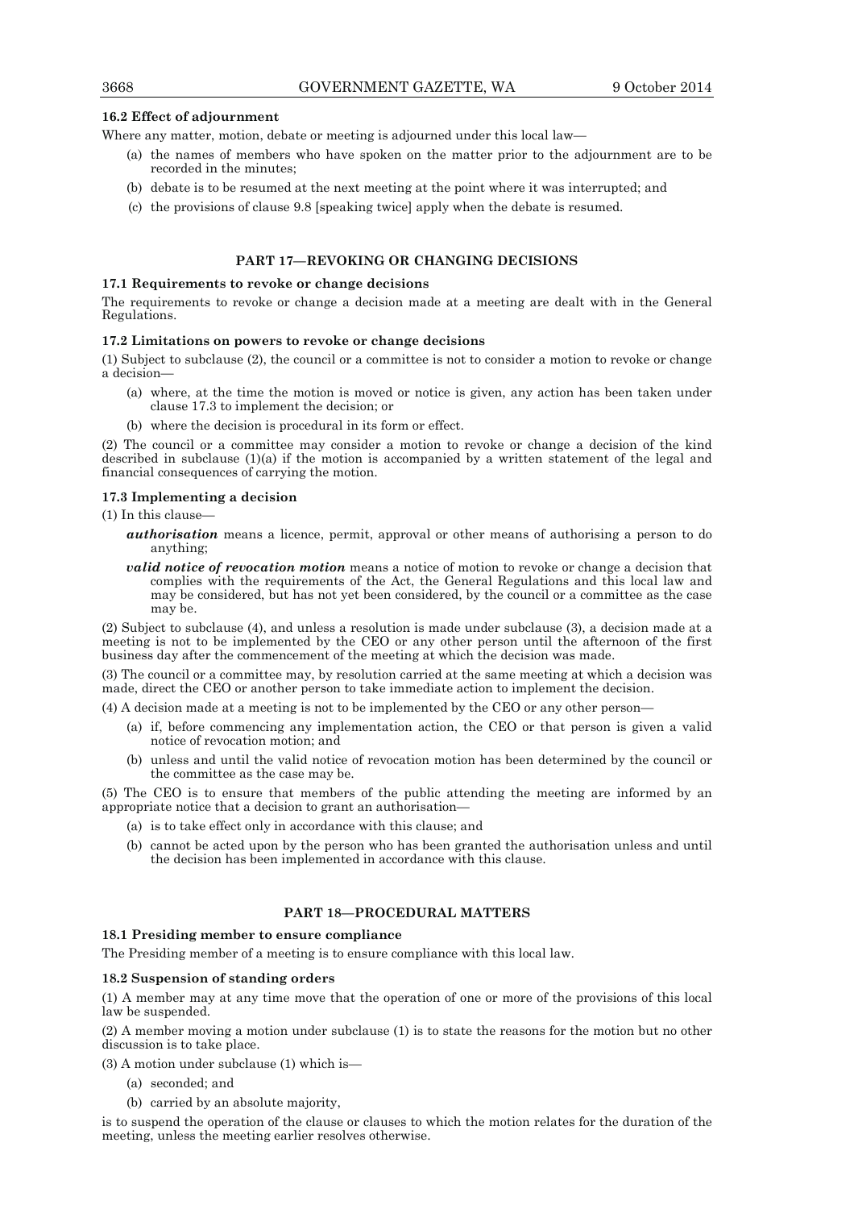### 16.2 Effect of adjournment

Where any matter, motion, debate or meeting is adjourned under this local law—

(a) the names of members who have spoken on the matter prior to the adjournment are to be recorded in the minutes;

(b) debate is to be resumed at the next meeting at the point where it was interrupted; and

(c) the provisions of clause 9.8 [speaking twice] apply when the debate is resumed.

## PART 17—REVOKING OR CHANGING DECISIONS

### 17.1 Requirements to revoke or change decisions

The requirements to revoke or change a decision made at a meeting are dealt with in the General Regulations.

### 17.2 Limitations on powers to revoke or change decisions

(1) Subject to subclause (2), the council or a committee is not to consider a motion to revoke or change a decision—

(a) where, at the time the motion is moved or notice is given, any action has been taken under clause 17.3 to implement the decision; or

(b) where the decision is procedural in its form or effect.

(2) The council or a committee may consider a motion to revoke or change a decision of the kind described in subclause (1)(a) if the motion is accompanied by a written statement of the legal and financial consequences of carrying the motion.

### 17.3 Implementing a decision

(1) In this clause—

***authorisation*** means a licence, permit, approval or other means of authorising a person to do anything;

***valid notice of revocation motion*** means a notice of motion to revoke or change a decision that complies with the requirements of the Act, the General Regulations and this local law and may be considered, but has not yet been considered, by the council or a committee as the case may be.

(2) Subject to subclause (4), and unless a resolution is made under subclause (3), a decision made at a meeting is not to be implemented by the CEO or any other person until the afternoon of the first business day after the commencement of the meeting at which the decision was made.

(3) The council or a committee may, by resolution carried at the same meeting at which a decision was made, direct the CEO or another person to take immediate action to implement the decision.

(4) A decision made at a meeting is not to be implemented by the CEO or any other person—

(a) if, before commencing any implementation action, the CEO or that person is given a valid notice of revocation motion; and

(b) unless and until the valid notice of revocation motion has been determined by the council or the committee as the case may be.

(5) The CEO is to ensure that members of the public attending the meeting are informed by an appropriate notice that a decision to grant an authorisation—

(a) is to take effect only in accordance with this clause; and

(b) cannot be acted upon by the person who has been granted the authorisation unless and until the decision has been implemented in accordance with this clause.

## PART 18—PROCEDURAL MATTERS

### 18.1 Presiding member to ensure compliance

The Presiding member of a meeting is to ensure compliance with this local law.

### 18.2 Suspension of standing orders

(1) A member may at any time move that the operation of one or more of the provisions of this local law be suspended.

(2) A member moving a motion under subclause (1) is to state the reasons for the motion but no other discussion is to take place.

(3) A motion under subclause (1) which is—

(a) seconded; and

(b) carried by an absolute majority,

is to suspend the operation of the clause or clauses to which the motion relates for the duration of the meeting, unless the meeting earlier resolves otherwise.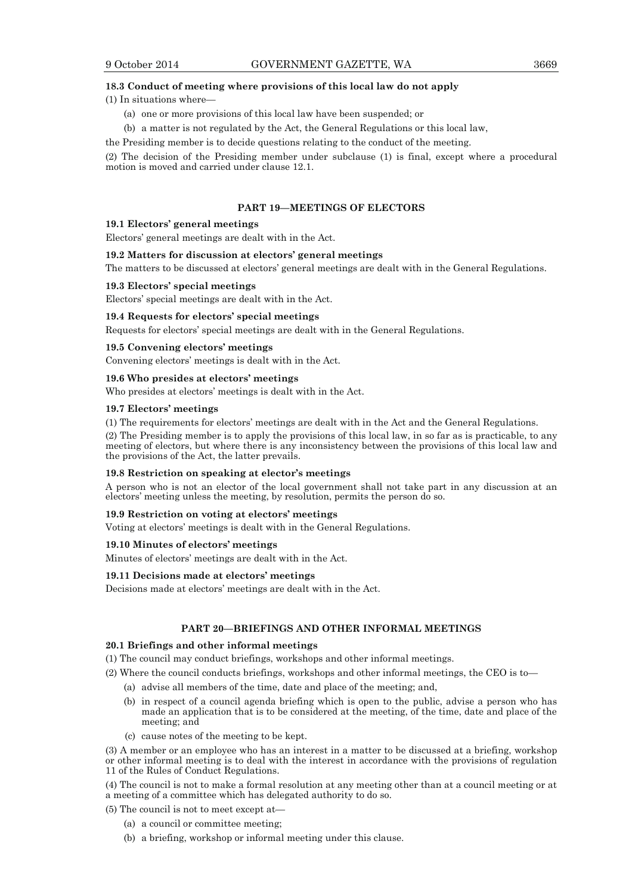**18.3 Conduct of meeting where provisions of this local law do not apply**

(1) In situations where—

- (a) one or more provisions of this local law have been suspended; or
- (b) a matter is not regulated by the Act, the General Regulations or this local law,

the Presiding member is to decide questions relating to the conduct of the meeting.

(2) The decision of the Presiding member under subclause (1) is final, except where a procedural motion is moved and carried under clause 12.1.

## PART 19—MEETINGS OF ELECTORS

**19.1 Electors' general meetings**

Electors' general meetings are dealt with in the Act.

**19.2 Matters for discussion at electors' general meetings**

The matters to be discussed at electors' general meetings are dealt with in the General Regulations.

**19.3 Electors' special meetings**

Electors' special meetings are dealt with in the Act.

**19.4 Requests for electors' special meetings**

Requests for electors' special meetings are dealt with in the General Regulations.

**19.5 Convening electors' meetings**

Convening electors' meetings is dealt with in the Act.

**19.6 Who presides at electors' meetings**

Who presides at electors' meetings is dealt with in the Act.

**19.7 Electors' meetings**

(1) The requirements for electors' meetings are dealt with in the Act and the General Regulations.

(2) The Presiding member is to apply the provisions of this local law, in so far as is practicable, to any meeting of electors, but where there is any inconsistency between the provisions of this local law and the provisions of the Act, the latter prevails.

**19.8 Restriction on speaking at elector's meetings**

A person who is not an elector of the local government shall not take part in any discussion at an electors' meeting unless the meeting, by resolution, permits the person do so.

**19.9 Restriction on voting at electors' meetings**

Voting at electors' meetings is dealt with in the General Regulations.

**19.10 Minutes of electors' meetings**

Minutes of electors' meetings are dealt with in the Act.

**19.11 Decisions made at electors' meetings**

Decisions made at electors' meetings are dealt with in the Act.

## PART 20—BRIEFINGS AND OTHER INFORMAL MEETINGS

**20.1 Briefings and other informal meetings**

(1) The council may conduct briefings, workshops and other informal meetings.

(2) Where the council conducts briefings, workshops and other informal meetings, the CEO is to—

- (a) advise all members of the time, date and place of the meeting; and,
- (b) in respect of a council agenda briefing which is open to the public, advise a person who has made an application that is to be considered at the meeting, of the time, date and place of the meeting; and
- (c) cause notes of the meeting to be kept.

(3) A member or an employee who has an interest in a matter to be discussed at a briefing, workshop or other informal meeting is to deal with the interest in accordance with the provisions of regulation 11 of the Rules of Conduct Regulations.

(4) The council is not to make a formal resolution at any meeting other than at a council meeting or at a meeting of a committee which has delegated authority to do so.

(5) The council is not to meet except at—

- (a) a council or committee meeting;
- (b) a briefing, workshop or informal meeting under this clause.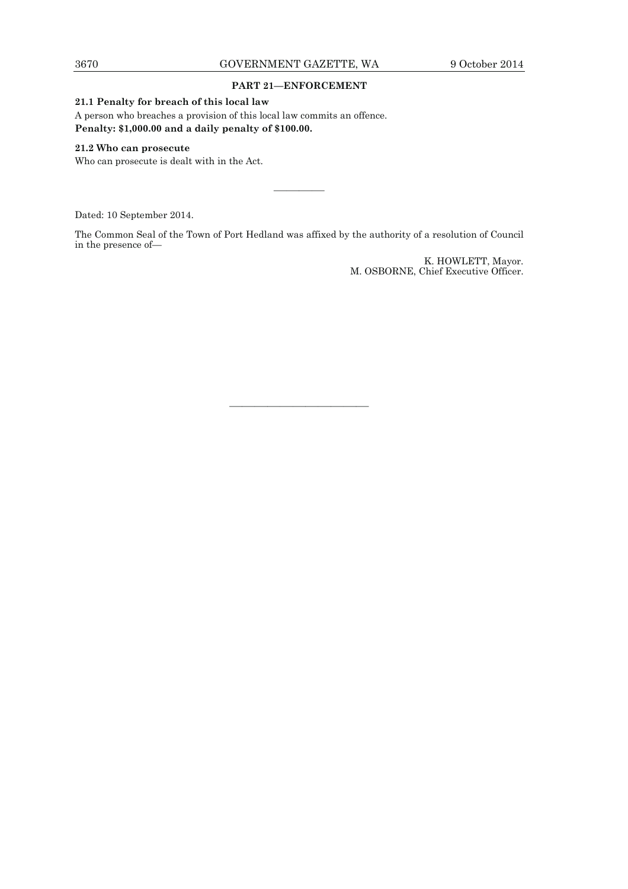## PART 21—ENFORCEMENT

**21.1 Penalty for breach of this local law**

A person who breaches a provision of this local law commits an offence.

**Penalty: $1,000.00 and a daily penalty of $100.00.**

**21.2 Who can prosecute**

Who can prosecute is dealt with in the Act.

---

Dated: 10 September 2014.

The Common Seal of the Town of Port Hedland was affixed by the authority of a resolution of Council in the presence of—

K. HOWLETT, Mayor.
M. OSBORNE, Chief Executive Officer.

---